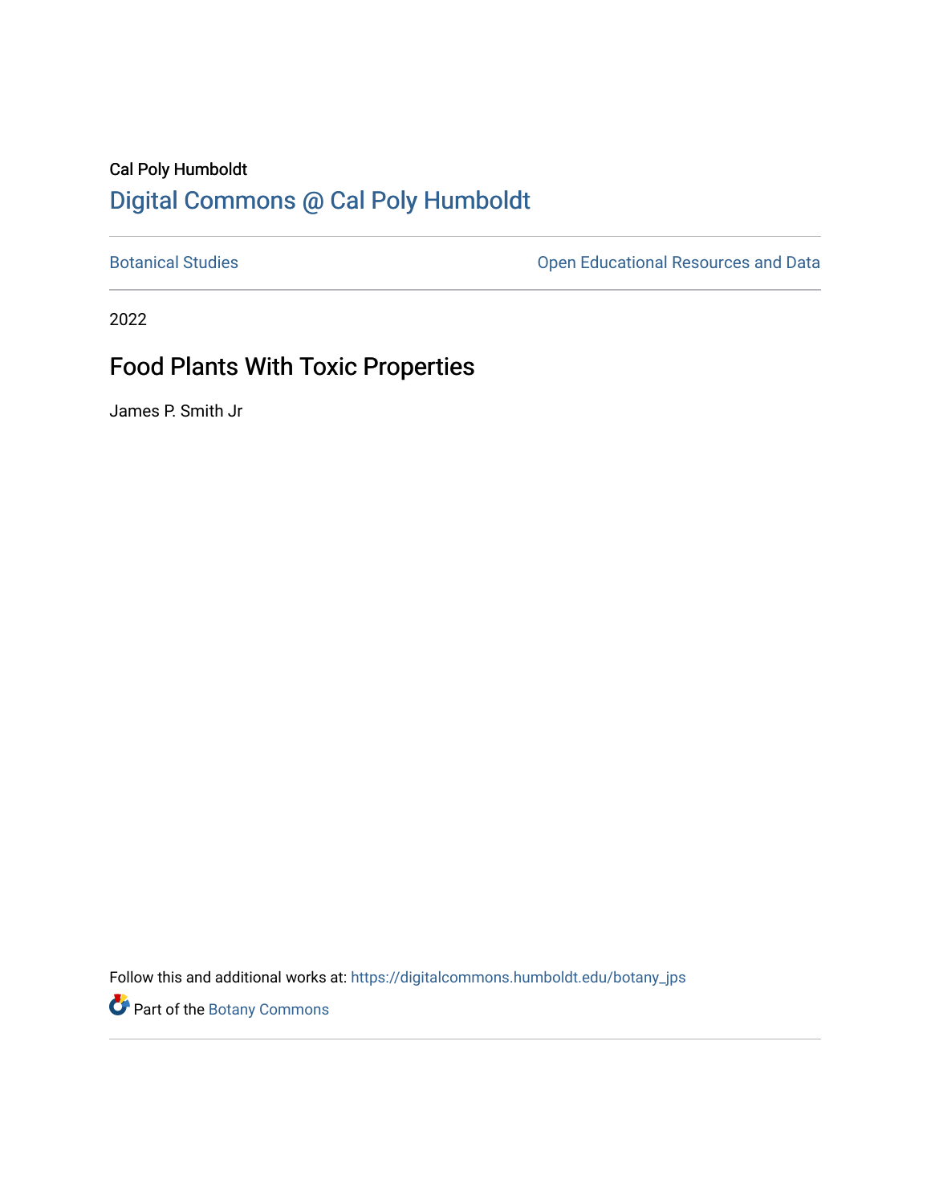Cal Poly Humboldt

# Digital Commons @ Cal Poly Humboldt

Botanical Studies

Open Educational Resources and Data

2022

## Food Plants With Toxic Properties

James P. Smith Jr

Follow this and additional works at: https://digitalcommons.humboldt.edu/botany_jps

Part of the Botany Commons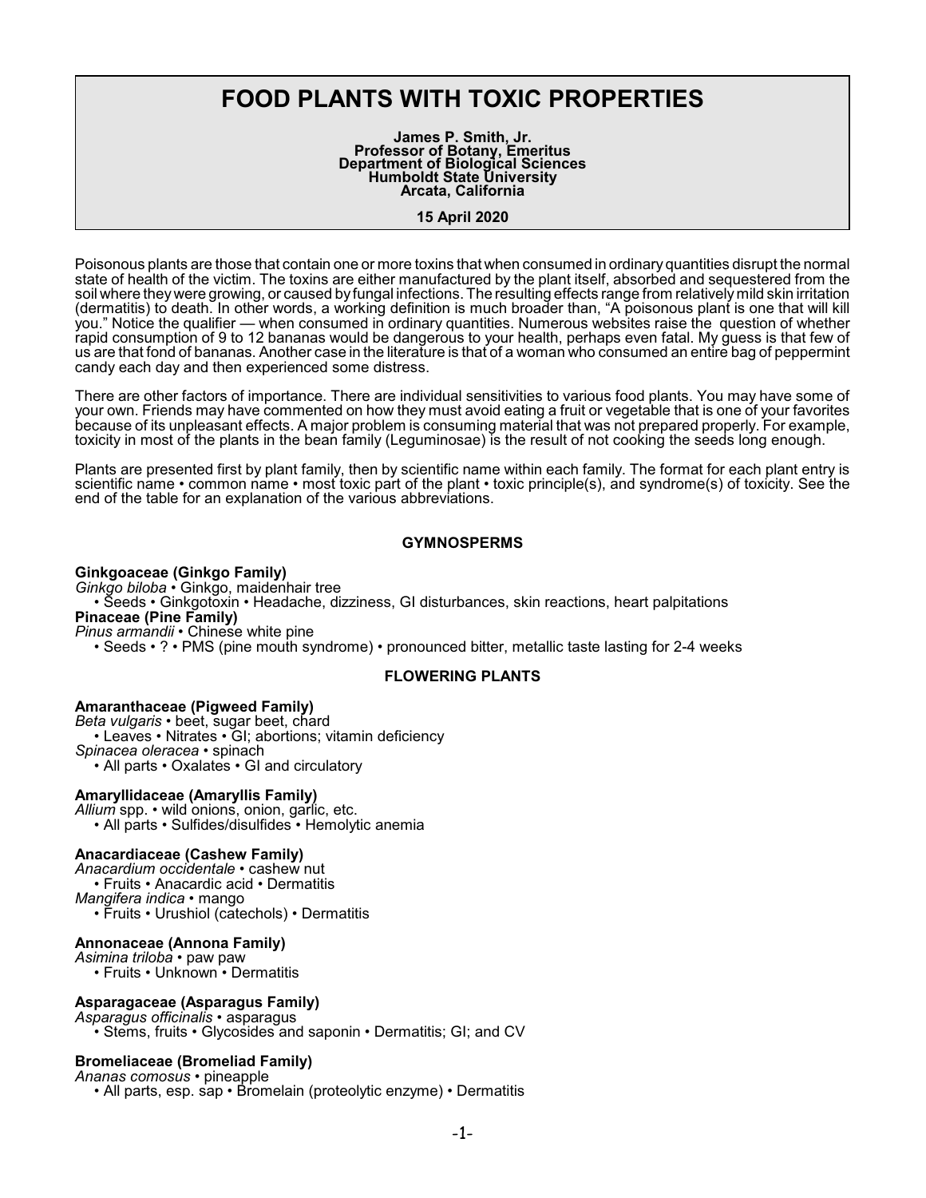# FOOD PLANTS WITH TOXIC PROPERTIES

**James P. Smith, Jr.**
**Professor of Botany, Emeritus**
**Department of Biological Sciences**
**Humboldt State University**
**Arcata, California**

**15 April 2020**

Poisonous plants are those that contain one or more toxins that when consumed in ordinary quantities disrupt the normal state of health of the victim. The toxins are either manufactured by the plant itself, absorbed and sequestered from the soil where they were growing, or caused by fungal infections. The resulting effects range from relatively mild skin irritation (dermatitis) to death. In other words, a working definition is much broader than, "A poisonous plant is one that will kill you." Notice the qualifier — when consumed in ordinary quantities. Numerous websites raise the question of whether rapid consumption of 9 to 12 bananas would be dangerous to your health, perhaps even fatal. My guess is that few of us are that fond of bananas. Another case in the literature is that of a woman who consumed an entire bag of peppermint candy each day and then experienced some distress.

There are other factors of importance. There are individual sensitivities to various food plants. You may have some of your own. Friends may have commented on how they must avoid eating a fruit or vegetable that is one of your favorites because of its unpleasant effects. A major problem is consuming material that was not prepared properly. For example, toxicity in most of the plants in the bean family (Leguminosae) is the result of not cooking the seeds long enough.

Plants are presented first by plant family, then by scientific name within each family. The format for each plant entry is scientific name • common name • most toxic part of the plant • toxic principle(s), and syndrome(s) of toxicity. See the end of the table for an explanation of the various abbreviations.

## GYMNOSPERMS

**Ginkgoaceae (Ginkgo Family)**
*Ginkgo biloba* • Ginkgo, maidenhair tree
• Seeds • Ginkgotoxin • Headache, dizziness, GI disturbances, skin reactions, heart palpitations

**Pinaceae (Pine Family)**
*Pinus armandii* • Chinese white pine
• Seeds • ? • PMS (pine mouth syndrome) • pronounced bitter, metallic taste lasting for 2-4 weeks

## FLOWERING PLANTS

**Amaranthaceae (Pigweed Family)**
*Beta vulgaris* • beet, sugar beet, chard
• Leaves • Nitrates • GI; abortions; vitamin deficiency
*Spinacea oleracea* • spinach
• All parts • Oxalates • GI and circulatory

**Amaryllidaceae (Amaryllis Family)**
*Allium* spp. • wild onions, onion, garlic, etc.
• All parts • Sulfides/disulfides • Hemolytic anemia

**Anacardiaceae (Cashew Family)**
*Anacardium occidentale* • cashew nut
• Fruits • Anacardic acid • Dermatitis
*Mangifera indica* • mango
• Fruits • Urushiol (catechols) • Dermatitis

**Annonaceae (Annona Family)**
*Asimina triloba* • paw paw
• Fruits • Unknown • Dermatitis

**Asparagaceae (Asparagus Family)**
*Asparagus officinalis* • asparagus
• Stems, fruits • Glycosides and saponin • Dermatitis; GI; and CV

**Bromeliaceae (Bromeliad Family)**
*Ananas comosus* • pineapple
• All parts, esp. sap • Bromelain (proteolytic enzyme) • Dermatitis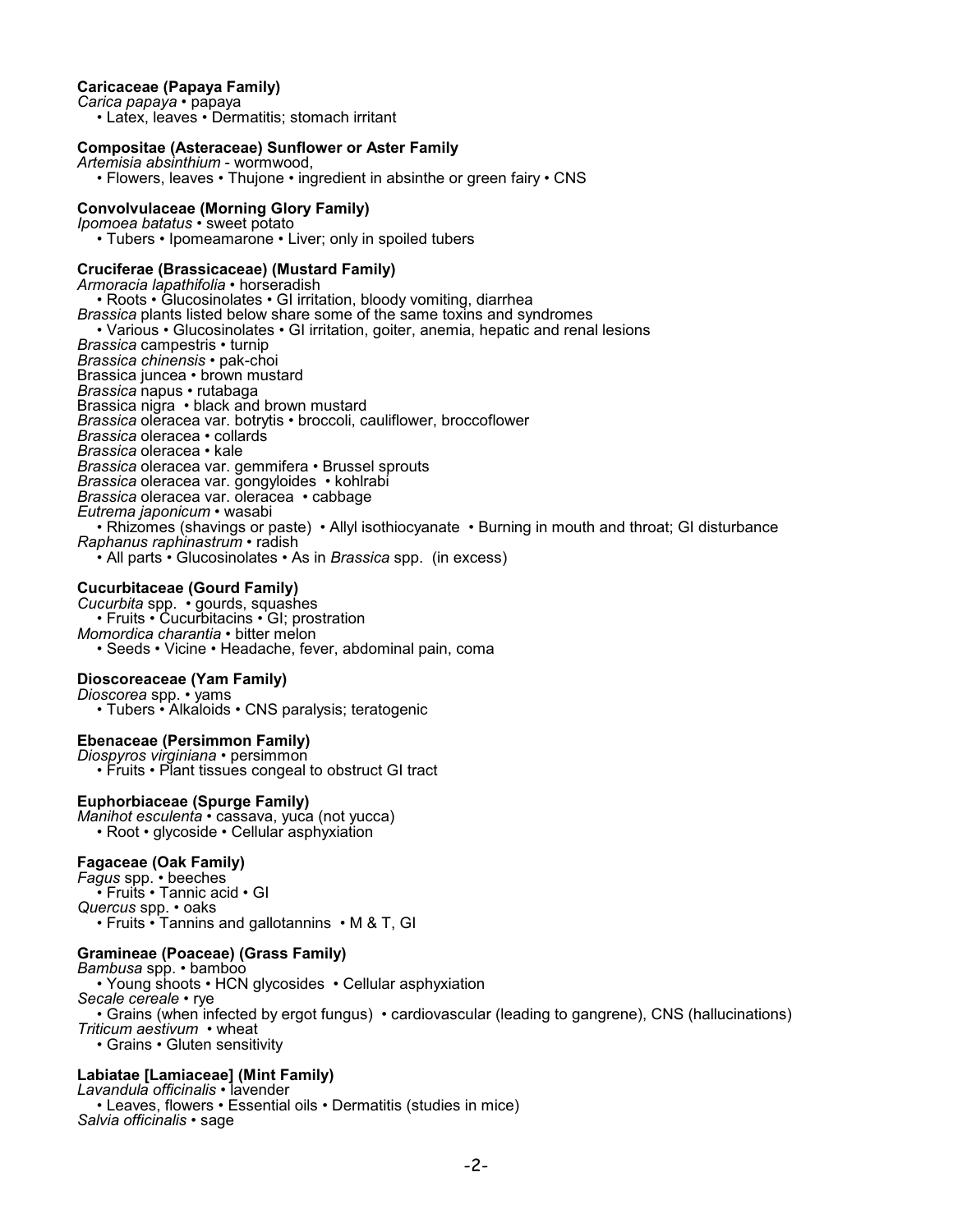**Caricaceae (Papaya Family)**
*Carica papaya* • papaya
- Latex, leaves • Dermatitis; stomach irritant

**Compositae (Asteraceae) Sunflower or Aster Family**
*Artemisia absinthium* - wormwood,
- Flowers, leaves • Thujone • ingredient in absinthe or green fairy • CNS

**Convolvulaceae (Morning Glory Family)**
*Ipomoea batatus* • sweet potato
- Tubers • Ipomeamarone • Liver; only in spoiled tubers

**Cruciferae (Brassicaceae) (Mustard Family)**
*Armoracia lapathifolia* • horseradish
- Roots • Glucosinolates • GI irritation, bloody vomiting, diarrhea

*Brassica* plants listed below share some of the same toxins and syndromes
- Various • Glucosinolates • GI irritation, goiter, anemia, hepatic and renal lesions

*Brassica* campestris • turnip
*Brassica chinensis* • pak-choi
Brassica juncea • brown mustard
*Brassica* napus • rutabaga
Brassica nigra • black and brown mustard
*Brassica* oleracea var. botrytis • broccoli, cauliflower, broccoflower
*Brassica* oleracea • collards
*Brassica* oleracea • kale
*Brassica* oleracea var. gemmifera • Brussel sprouts
*Brassica* oleracea var. gongyloides • kohlrabi
*Brassica* oleracea var. oleracea • cabbage
*Eutrema japonicum* • wasabi
- Rhizomes (shavings or paste) • Allyl isothiocyanate • Burning in mouth and throat; GI disturbance

*Raphanus raphinastrum* • radish
- All parts • Glucosinolates • As in *Brassica* spp. (in excess)

**Cucurbitaceae (Gourd Family)**
*Cucurbita* spp. • gourds, squashes
- Fruits • Cucurbitacins • GI; prostration

*Momordica charantia* • bitter melon
- Seeds • Vicine • Headache, fever, abdominal pain, coma

**Dioscoreaceae (Yam Family)**
*Dioscorea* spp. • yams
- Tubers • Alkaloids • CNS paralysis; teratogenic

**Ebenaceae (Persimmon Family)**
*Diospyros virginiana* • persimmon
- Fruits • Plant tissues congeal to obstruct GI tract

**Euphorbiaceae (Spurge Family)**
*Manihot esculenta* • cassava, yuca (not yucca)
- Root • glycoside • Cellular asphyxiation

**Fagaceae (Oak Family)**
*Fagus* spp. • beeches
- Fruits • Tannic acid • GI

*Quercus* spp. • oaks
- Fruits • Tannins and gallotannins • M & T, GI

**Gramineae (Poaceae) (Grass Family)**
*Bambusa* spp. • bamboo
- Young shoots • HCN glycosides • Cellular asphyxiation

*Secale cereale* • rye
- Grains (when infected by ergot fungus) • cardiovascular (leading to gangrene), CNS (hallucinations)

*Triticum aestivum* • wheat
- Grains • Gluten sensitivity

**Labiatae [Lamiaceae] (Mint Family)**
*Lavandula officinalis* • lavender
- Leaves, flowers • Essential oils • Dermatitis (studies in mice)

*Salvia officinalis* • sage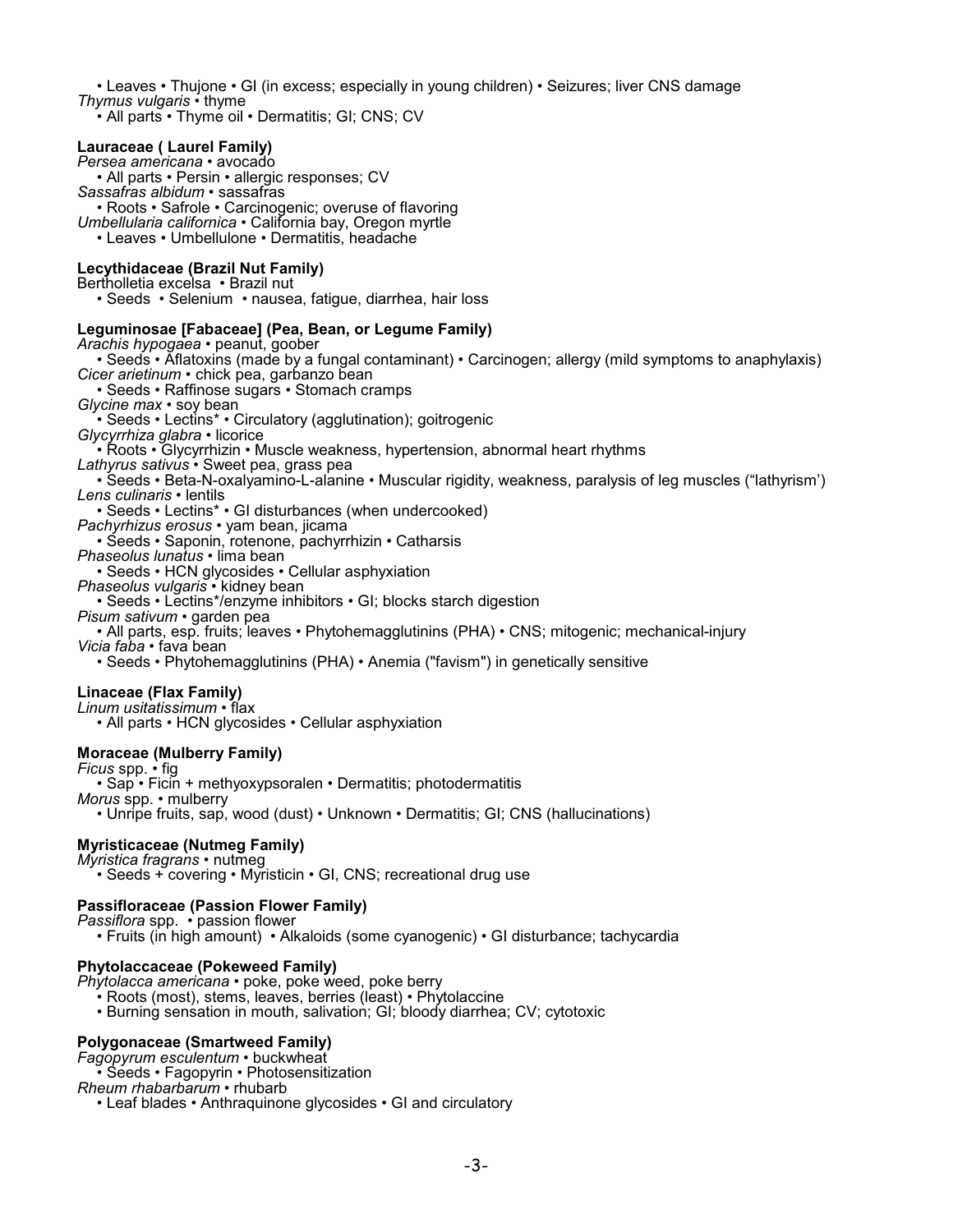• Leaves • Thujone • GI (in excess; especially in young children) • Seizures; liver CNS damage

*Thymus vulgaris* • thyme

• All parts • Thyme oil • Dermatitis; GI; CNS; CV

**Lauraceae ( Laurel Family)**

*Persea americana* • avocado

• All parts • Persin • allergic responses; CV

*Sassafras albidum* • sassafras

• Roots • Safrole • Carcinogenic; overuse of flavoring

*Umbellularia californica* • California bay, Oregon myrtle

• Leaves • Umbellulone • Dermatitis, headache

**Lecythidaceae (Brazil Nut Family)**

Bertholletia excelsa • Brazil nut

• Seeds • Selenium • nausea, fatigue, diarrhea, hair loss

**Leguminosae [Fabaceae] (Pea, Bean, or Legume Family)**

*Arachis hypogaea* • peanut, goober

• Seeds • Aflatoxins (made by a fungal contaminant) • Carcinogen; allergy (mild symptoms to anaphylaxis)

*Cicer arietinum* • chick pea, garbanzo bean

• Seeds • Raffinose sugars • Stomach cramps

*Glycine max* • soy bean

• Seeds • Lectins* • Circulatory (agglutination); goitrogenic

*Glycyrrhiza glabra* • licorice

• Roots • Glycyrrhizin • Muscle weakness, hypertension, abnormal heart rhythms

*Lathyrus sativus* • Sweet pea, grass pea

• Seeds • Beta-N-oxalyamino-L-alanine • Muscular rigidity, weakness, paralysis of leg muscles ("lathyrism')

*Lens culinaris* • lentils

• Seeds • Lectins* • GI disturbances (when undercooked)

*Pachyrhizus erosus* • yam bean, jicama

• Seeds • Saponin, rotenone, pachyrrhizin • Catharsis

*Phaseolus lunatus* • lima bean

• Seeds • HCN glycosides • Cellular asphyxiation

*Phaseolus vulgaris* • kidney bean

• Seeds • Lectins*/enzyme inhibitors • GI; blocks starch digestion

*Pisum sativum* • garden pea

• All parts, esp. fruits; leaves • Phytohemagglutinins (PHA) • CNS; mitogenic; mechanical-injury

*Vicia faba* • fava bean

• Seeds • Phytohemagglutinins (PHA) • Anemia ("favism") in genetically sensitive

**Linaceae (Flax Family)**

*Linum usitatissimum* • flax

• All parts • HCN glycosides • Cellular asphyxiation

**Moraceae (Mulberry Family)**

*Ficus* spp. • fig

• Sap • Ficin + methyoxypsoralen • Dermatitis; photodermatitis

*Morus* spp. • mulberry

• Unripe fruits, sap, wood (dust) • Unknown • Dermatitis; GI; CNS (hallucinations)

**Myristicaceae (Nutmeg Family)**

*Myristica fragrans* • nutmeg

• Seeds + covering • Myristicin • GI, CNS; recreational drug use

**Passifloraceae (Passion Flower Family)**

*Passiflora* spp. • passion flower

• Fruits (in high amount) • Alkaloids (some cyanogenic) • GI disturbance; tachycardia

**Phytolaccaceae (Pokeweed Family)**

*Phytolacca americana* • poke, poke weed, poke berry

• Roots (most), stems, leaves, berries (least) • Phytolaccine

• Burning sensation in mouth, salivation; GI; bloody diarrhea; CV; cytotoxic

**Polygonaceae (Smartweed Family)**

*Fagopyrum esculentum* • buckwheat

• Seeds • Fagopyrin • Photosensitization

*Rheum rhabarbarum* • rhubarb

• Leaf blades • Anthraquinone glycosides • GI and circulatory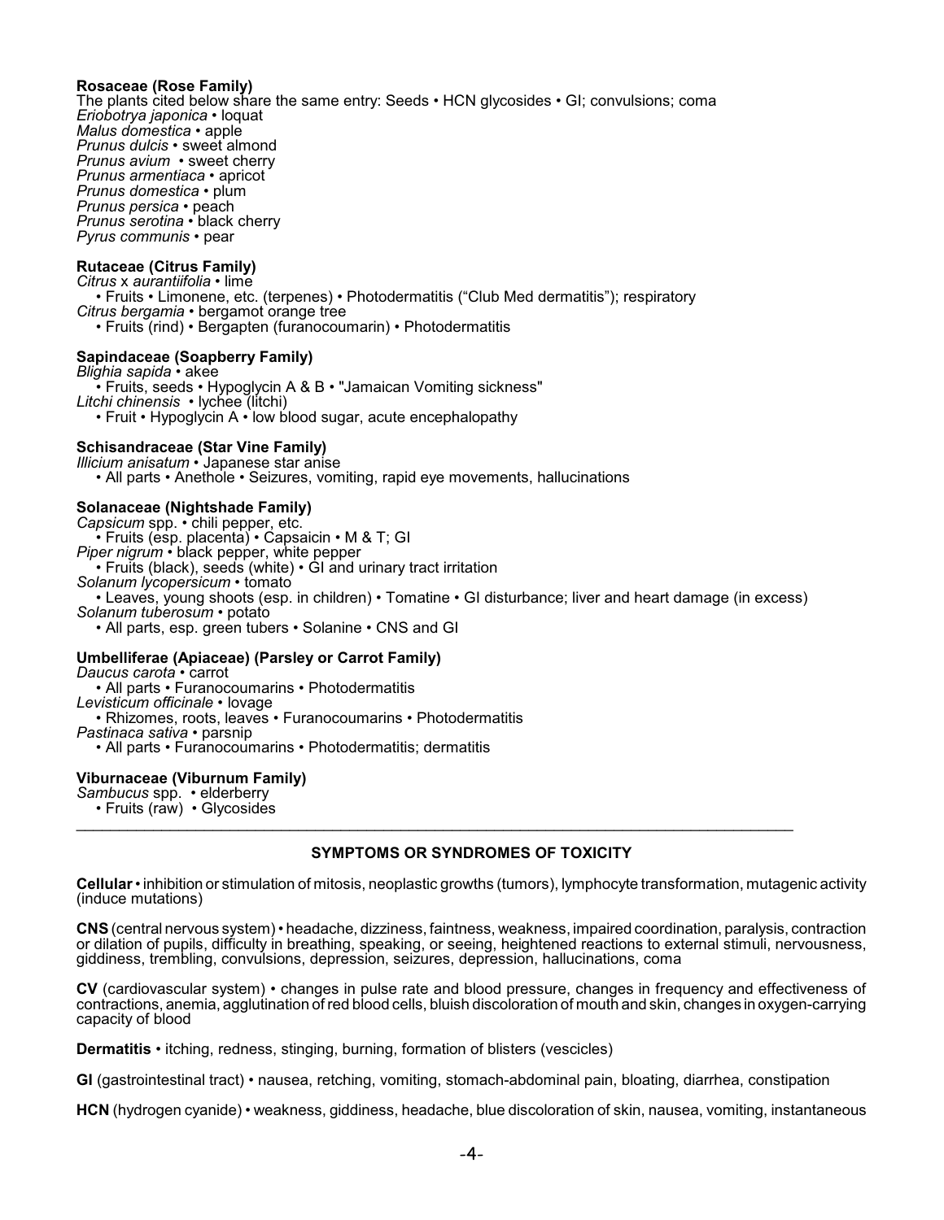**Rosaceae (Rose Family)**

The plants cited below share the same entry: Seeds • HCN glycosides • GI; convulsions; coma

*Eriobotrya japonica* • loquat
*Malus domestica* • apple
*Prunus dulcis* • sweet almond
*Prunus avium* • sweet cherry
*Prunus armentiaca* • apricot
*Prunus domestica* • plum
*Prunus persica* • peach
*Prunus serotina* • black cherry
*Pyrus communis* • pear

**Rutaceae (Citrus Family)**

*Citrus* x *aurantiifolia* • lime
- Fruits • Limonene, etc. (terpenes) • Photodermatitis ("Club Med dermatitis"); respiratory

*Citrus bergamia* • bergamot orange tree
- Fruits (rind) • Bergapten (furanocoumarin) • Photodermatitis

**Sapindaceae (Soapberry Family)**

*Blighia sapida* • akee
- Fruits, seeds • Hypoglycin A & B • "Jamaican Vomiting sickness"

*Litchi chinensis* • lychee (litchi)
- Fruit • Hypoglycin A • low blood sugar, acute encephalopathy

**Schisandraceae (Star Vine Family)**

*Illicium anisatum* • Japanese star anise
- All parts • Anethole • Seizures, vomiting, rapid eye movements, hallucinations

**Solanaceae (Nightshade Family)**

*Capsicum* spp. • chili pepper, etc.
- Fruits (esp. placenta) • Capsaicin • M & T; GI

*Piper nigrum* • black pepper, white pepper
- Fruits (black), seeds (white) • GI and urinary tract irritation

*Solanum lycopersicum* • tomato
- Leaves, young shoots (esp. in children) • Tomatine • GI disturbance; liver and heart damage (in excess)

*Solanum tuberosum* • potato
- All parts, esp. green tubers • Solanine • CNS and GI

**Umbelliferae (Apiaceae) (Parsley or Carrot Family)**

*Daucus carota* • carrot
- All parts • Furanocoumarins • Photodermatitis

*Levisticum officinale* • lovage
- Rhizomes, roots, leaves • Furanocoumarins • Photodermatitis

*Pastinaca sativa* • parsnip
- All parts • Furanocoumarins • Photodermatitis; dermatitis

**Viburnaceae (Viburnum Family)**

*Sambucus* spp. • elderberry
- Fruits (raw) • Glycosides

---

## SYMPTOMS OR SYNDROMES OF TOXICITY

**Cellular** • inhibition or stimulation of mitosis, neoplastic growths (tumors), lymphocyte transformation, mutagenic activity (induce mutations)

**CNS** (central nervous system) • headache, dizziness, faintness, weakness, impaired coordination, paralysis, contraction or dilation of pupils, difficulty in breathing, speaking, or seeing, heightened reactions to external stimuli, nervousness, giddiness, trembling, convulsions, depression, seizures, depression, hallucinations, coma

**CV** (cardiovascular system) • changes in pulse rate and blood pressure, changes in frequency and effectiveness of contractions, anemia, agglutination of red blood cells, bluish discoloration of mouth and skin, changes in oxygen-carrying capacity of blood

**Dermatitis** • itching, redness, stinging, burning, formation of blisters (vescicles)

**GI** (gastrointestinal tract) • nausea, retching, vomiting, stomach-abdominal pain, bloating, diarrhea, constipation

**HCN** (hydrogen cyanide) • weakness, giddiness, headache, blue discoloration of skin, nausea, vomiting, instantaneous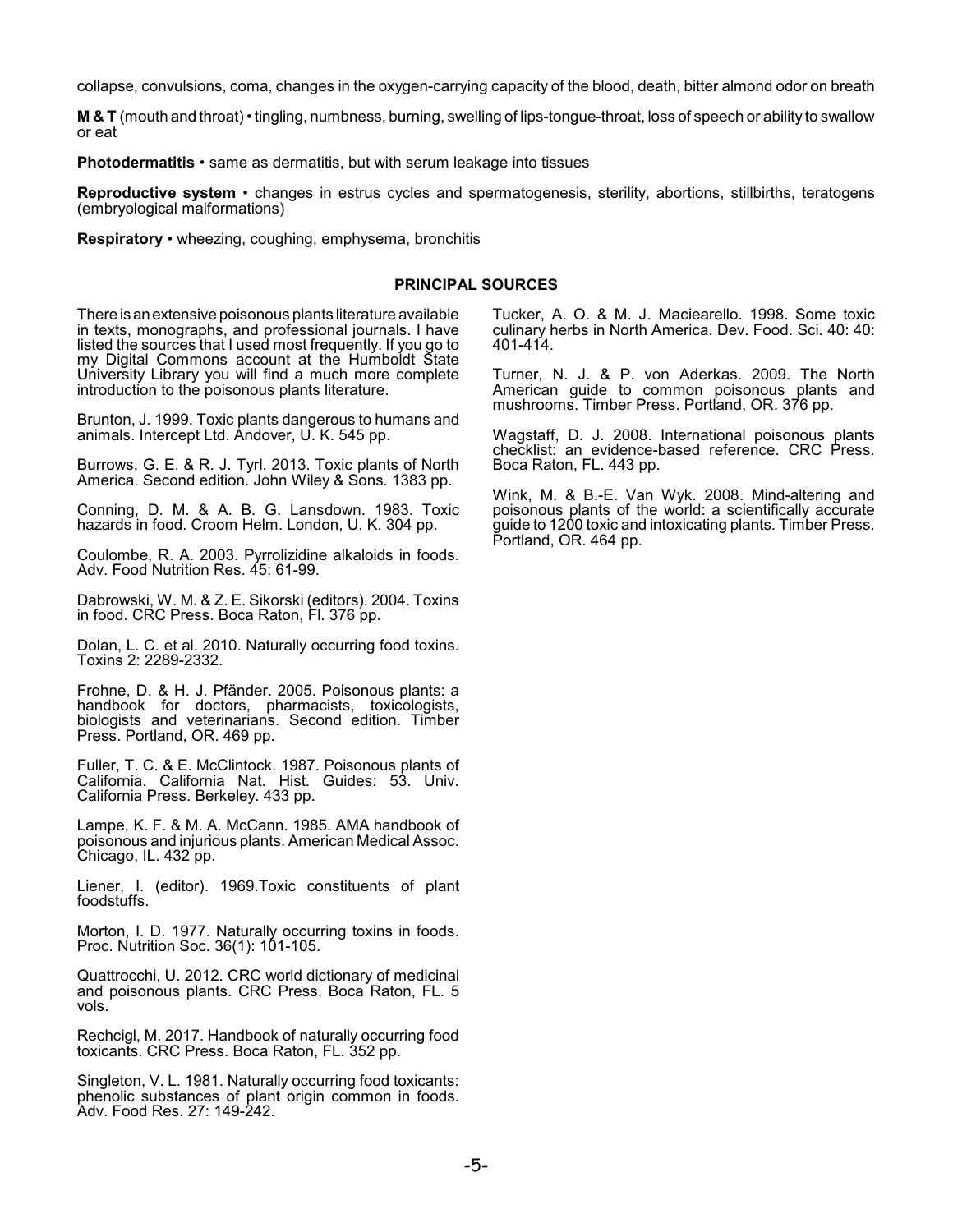collapse, convulsions, coma, changes in the oxygen-carrying capacity of the blood, death, bitter almond odor on breath

**M & T** (mouth and throat) • tingling, numbness, burning, swelling of lips-tongue-throat, loss of speech or ability to swallow or eat

**Photodermatitis** • same as dermatitis, but with serum leakage into tissues

**Reproductive system** • changes in estrus cycles and spermatogenesis, sterility, abortions, stillbirths, teratogens (embryological malformations)

**Respiratory** • wheezing, coughing, emphysema, bronchitis

## PRINCIPAL SOURCES

There is an extensive poisonous plants literature available in texts, monographs, and professional journals. I have listed the sources that I used most frequently. If you go to my Digital Commons account at the Humboldt State University Library you will find a much more complete introduction to the poisonous plants literature.

Brunton, J. 1999. Toxic plants dangerous to humans and animals. Intercept Ltd. Andover, U. K. 545 pp.

Burrows, G. E. & R. J. Tyrl. 2013. Toxic plants of North America. Second edition. John Wiley & Sons. 1383 pp.

Conning, D. M. & A. B. G. Lansdown. 1983. Toxic hazards in food. Croom Helm. London, U. K. 304 pp.

Coulombe, R. A. 2003. Pyrrolizidine alkaloids in foods. Adv. Food Nutrition Res. 45: 61-99.

Dabrowski, W. M. & Z. E. Sikorski (editors). 2004. Toxins in food. CRC Press. Boca Raton, Fl. 376 pp.

Dolan, L. C. et al. 2010. Naturally occurring food toxins. Toxins 2: 2289-2332.

Frohne, D. & H. J. Pfänder. 2005. Poisonous plants: a handbook for doctors, pharmacists, toxicologists, biologists and veterinarians. Second edition. Timber Press. Portland, OR. 469 pp.

Fuller, T. C. & E. McClintock. 1987. Poisonous plants of California. California Nat. Hist. Guides: 53. Univ. California Press. Berkeley. 433 pp.

Lampe, K. F. & M. A. McCann. 1985. AMA handbook of poisonous and injurious plants. American Medical Assoc. Chicago, IL. 432 pp.

Liener, I. (editor). 1969.Toxic constituents of plant foodstuffs.

Morton, I. D. 1977. Naturally occurring toxins in foods. Proc. Nutrition Soc. 36(1): 101-105.

Quattrocchi, U. 2012. CRC world dictionary of medicinal and poisonous plants. CRC Press. Boca Raton, FL. 5 vols.

Rechcigl, M. 2017. Handbook of naturally occurring food toxicants. CRC Press. Boca Raton, FL. 352 pp.

Singleton, V. L. 1981. Naturally occurring food toxicants: phenolic substances of plant origin common in foods. Adv. Food Res. 27: 149-242.

Tucker, A. O. & M. J. Maciearello. 1998. Some toxic culinary herbs in North America. Dev. Food. Sci. 40: 40: 401-414.

Turner, N. J. & P. von Aderkas. 2009. The North American guide to common poisonous plants and mushrooms. Timber Press. Portland, OR. 376 pp.

Wagstaff, D. J. 2008. International poisonous plants checklist: an evidence-based reference. CRC Press. Boca Raton, FL. 443 pp.

Wink, M. & B.-E. Van Wyk. 2008. Mind-altering and poisonous plants of the world: a scientifically accurate guide to 1200 toxic and intoxicating plants. Timber Press. Portland, OR. 464 pp.